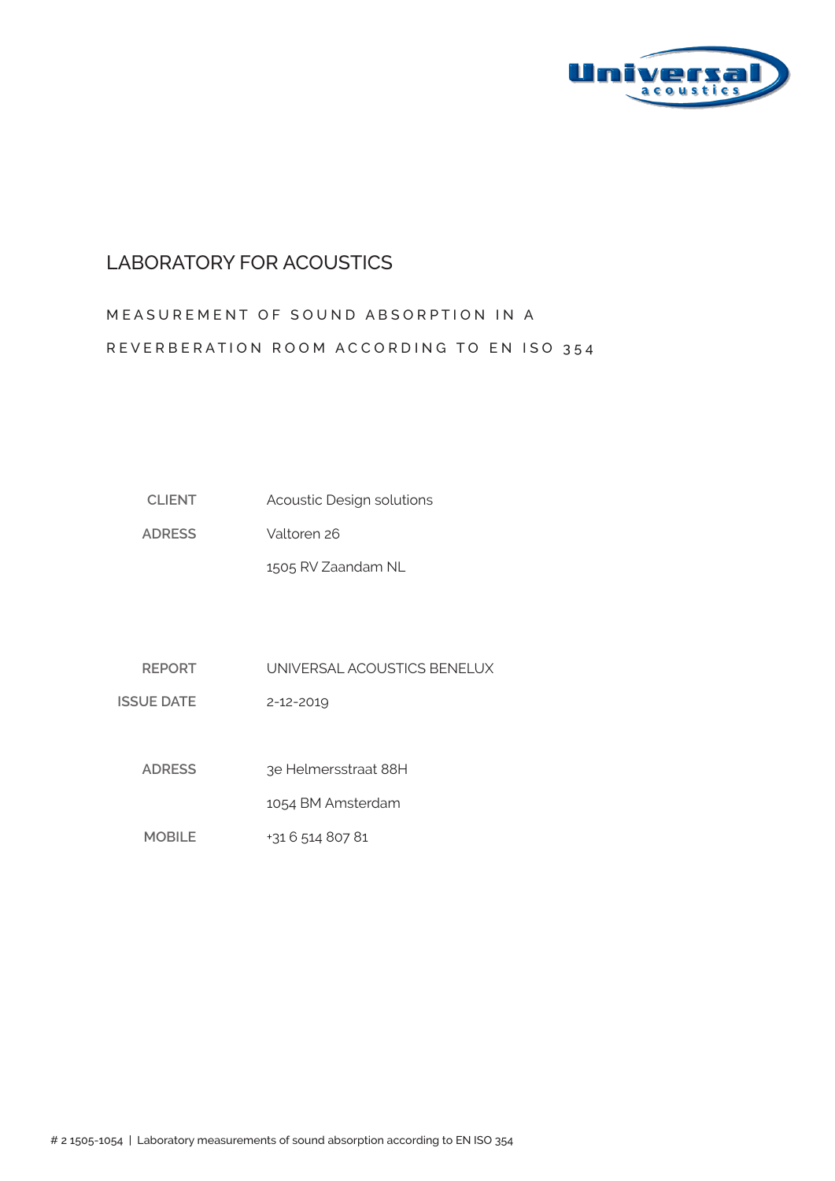# LABORATORY FOR ACOUSTICS

## MEASUREMENT OF SOUND ABSORPTION IN A REVERBERATION ROOM ACCORDING TO EN ISO 354

| | |
|---|---|
| **CLIENT** | Acoustic Design solutions |
| **ADRESS** | Valtoren 26 |
| | 1505 RV Zaandam NL |

| | |
|---|---|
| **REPORT** | UNIVERSAL ACOUSTICS BENELUX |
| **ISSUE DATE** | 2-12-2019 |
| **ADRESS** | 3e Helmersstraat 88H |
| | 1054 BM Amsterdam |
| **MOBILE** | +31 6 514 807 81 |

# 2 1505-1054 | Laboratory measurements of sound absorption according to EN ISO 354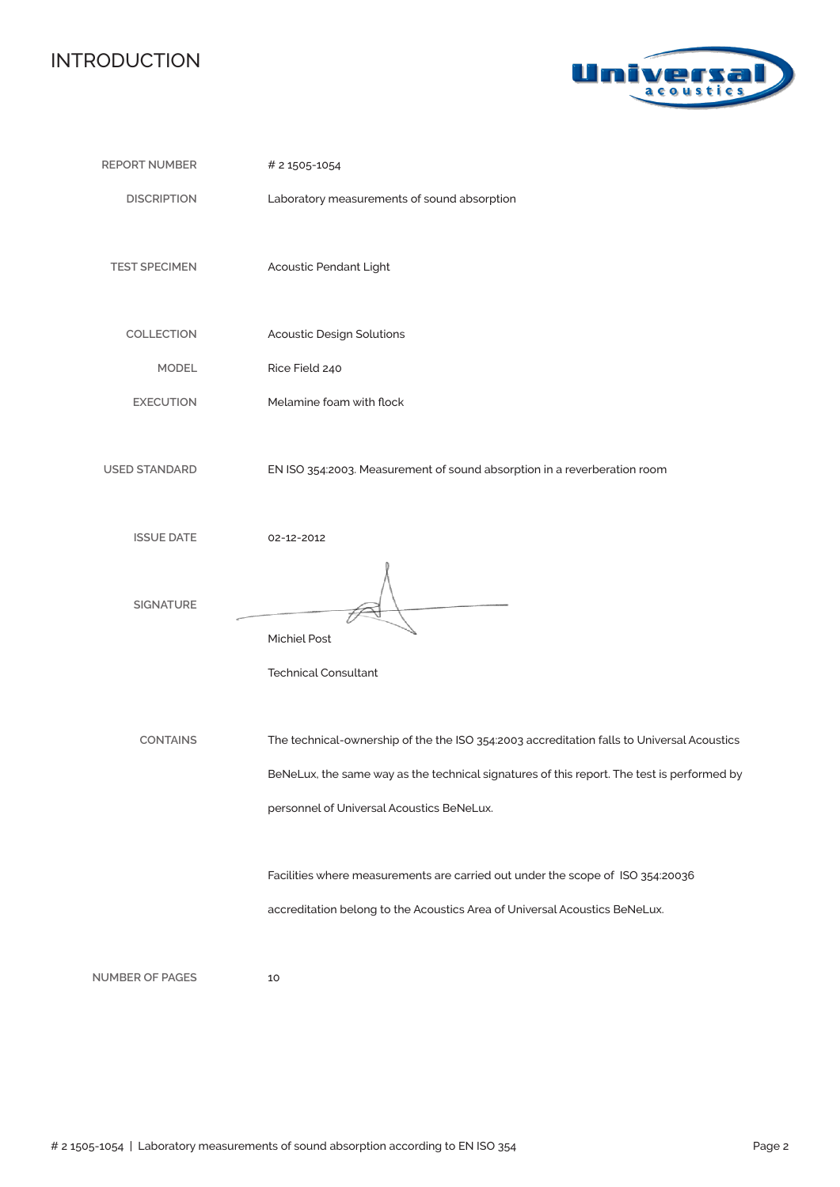# INTRODUCTION

| | |
|---|---|
| REPORT NUMBER | # 2 1505-1054 |
| DISCRIPTION | Laboratory measurements of sound absorption |
| TEST SPECIMEN | Acoustic Pendant Light |
| COLLECTION | Acoustic Design Solutions |
| MODEL | Rice Field 240 |
| EXECUTION | Melamine foam with flock |
| USED STANDARD | EN ISO 354:2003. Measurement of sound absorption in a reverberation room |
| ISSUE DATE | 02-12-2012 |
| SIGNATURE | Michiel Post<br>Technical Consultant |
| CONTAINS | The technical-ownership of the the ISO 354:2003 accreditation falls to Universal Acoustics BeNeLux, the same way as the technical signatures of this report. The test is performed by personnel of Universal Acoustics BeNeLux.<br><br>Facilities where measurements are carried out under the scope of ISO 354:20036 accreditation belong to the Acoustics Area of Universal Acoustics BeNeLux. |
| NUMBER OF PAGES | 10 |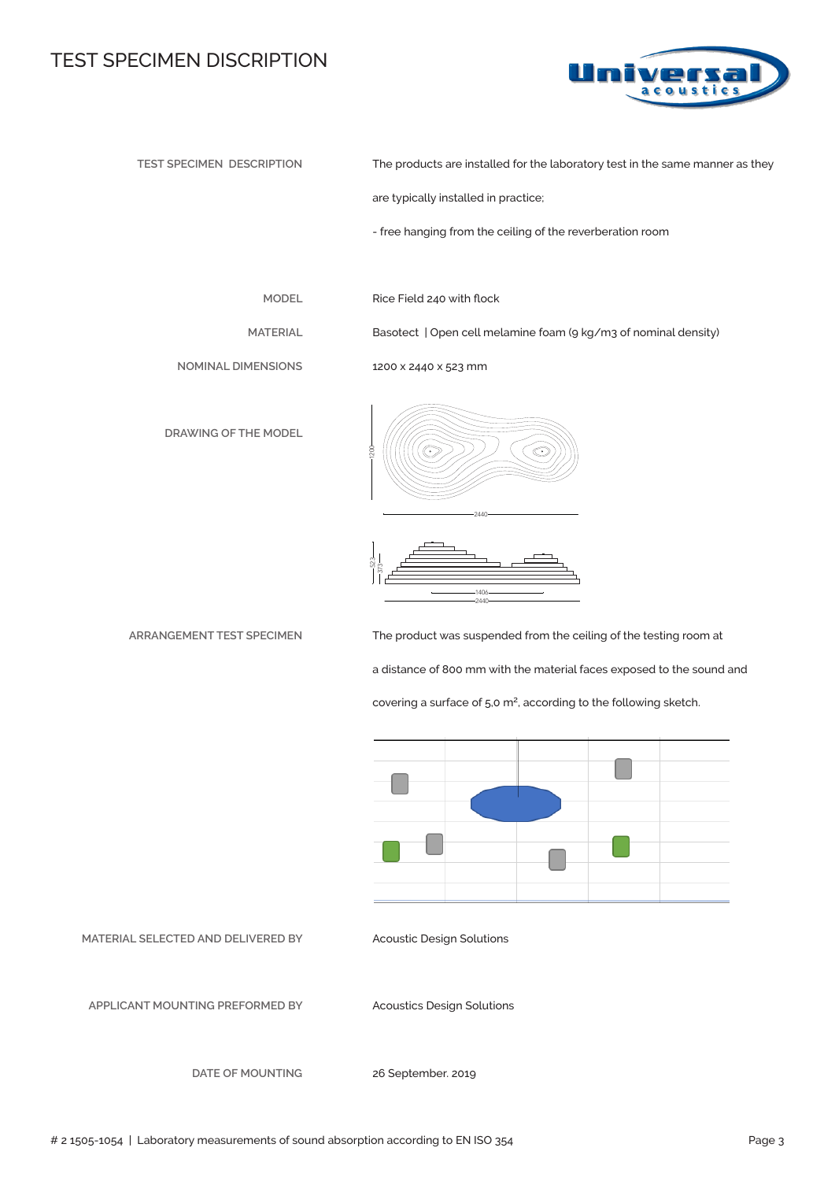# TEST SPECIMEN DISCRIPTION

| | |
|---|---|
| TEST SPECIMEN DESCRIPTION | The products are installed for the laboratory test in the same manner as they are typically installed in practice; - free hanging from the ceiling of the reverberation room |
| MODEL | Rice Field 240 with flock |
| MATERIAL | Basotect \| Open cell melamine foam (9 kg/m3 of nominal density) |
| NOMINAL DIMENSIONS | 1200 x 2440 x 523 mm |
| DRAWING OF THE MODEL | |
| ARRANGEMENT TEST SPECIMEN | The product was suspended from the ceiling of the testing room at a distance of 800 mm with the material faces exposed to the sound and covering a surface of 5,0 m², according to the following sketch. |
| MATERIAL SELECTED AND DELIVERED BY | Acoustic Design Solutions |
| APPLICANT MOUNTING PREFORMED BY | Acoustics Design Solutions |
| DATE OF MOUNTING | 26 September. 2019 |

# 2 1505-1054 | Laboratory measurements of sound absorption according to EN ISO 354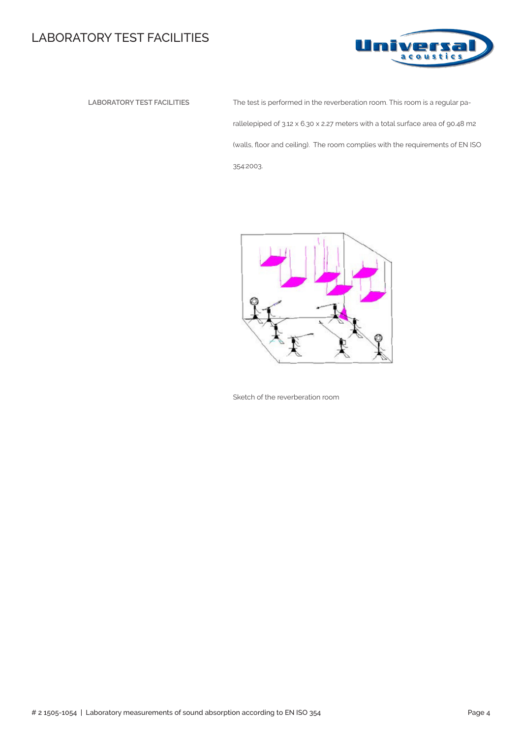## LABORATORY TEST FACILITIES

**LABORATORY TEST FACILITIES**

The test is performed in the reverberation room. This room is a regular parallelepiped of 3.12 x 6.30 x 2.27 meters with a total surface area of 90.48 m2 (walls, floor and ceiling). The room complies with the requirements of EN ISO 354:2003.

Sketch of the reverberation room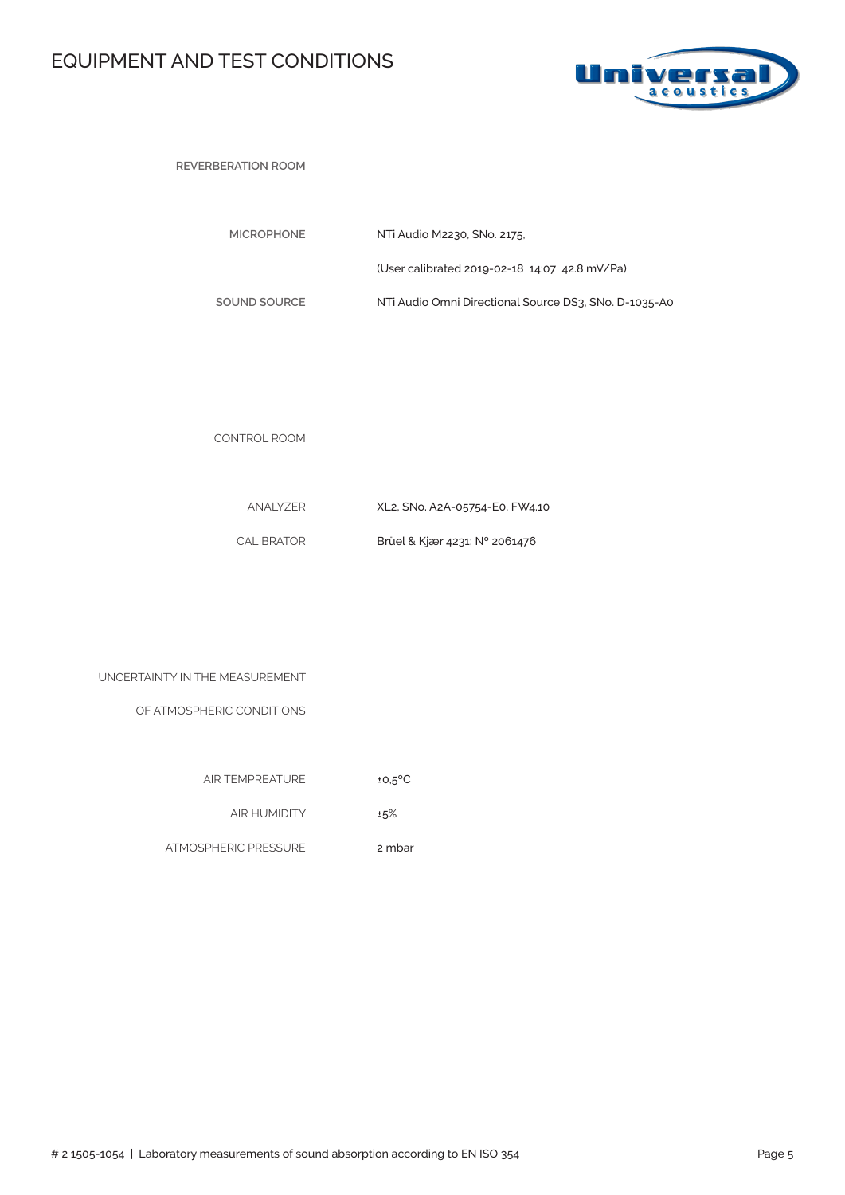# EQUIPMENT AND TEST CONDITIONS

**REVERBERATION ROOM**

| | |
|---|---|
| **MICROPHONE** | NTi Audio M2230, SNo. 2175, |
| | (User calibrated 2019-02-18 14:07 42.8 mV/Pa) |
| **SOUND SOURCE** | NTi Audio Omni Directional Source DS3, SNo. D-1035-A0 |

CONTROL ROOM

| | |
|---|---|
| ANALYZER | XL2, SNo. A2A-05754-E0, FW4.10 |
| CALIBRATOR | Brüel & Kjær 4231; Nº 2061476 |

UNCERTAINTY IN THE MEASUREMENT OF ATMOSPHERIC CONDITIONS

| | |
|---|---|
| AIR TEMPREATURE | ±0,5ºC |
| AIR HUMIDITY | ±5% |
| ATMOSPHERIC PRESSURE | 2 mbar |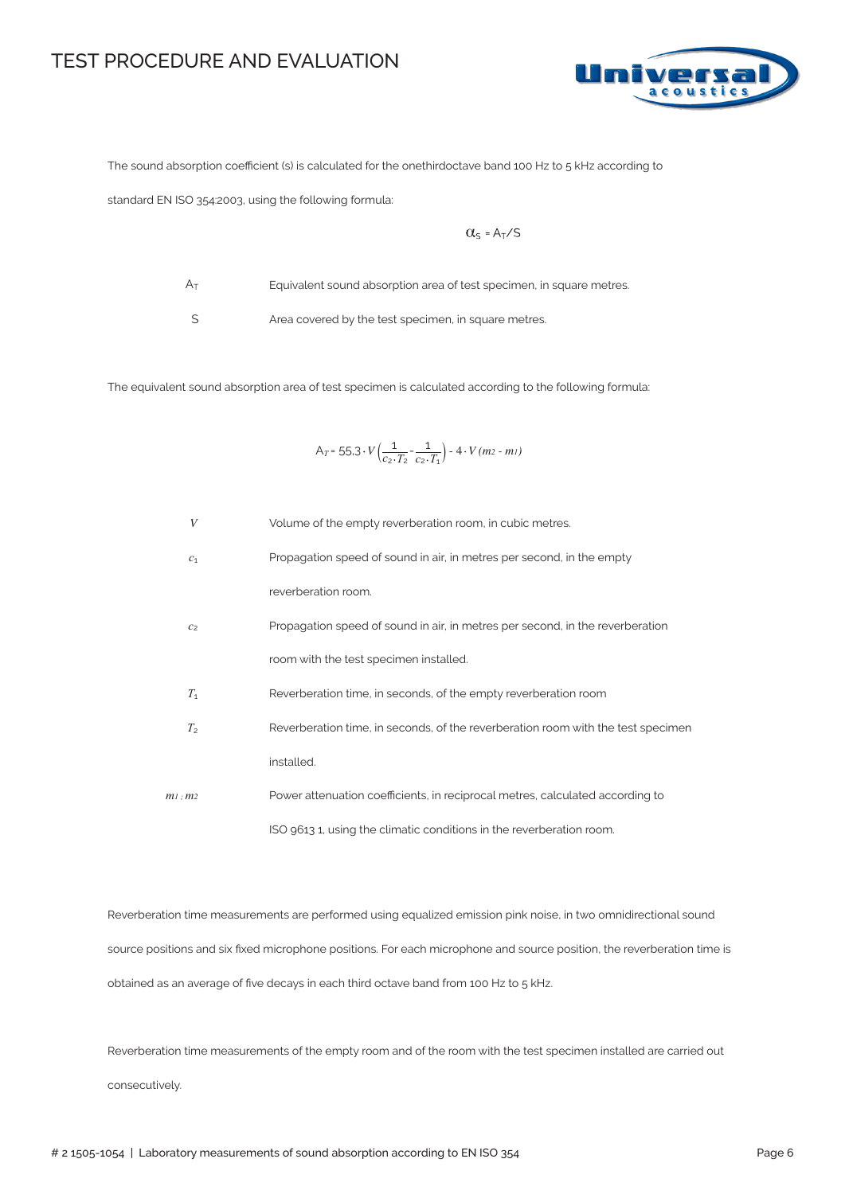# TEST PROCEDURE AND EVALUATION

The sound absorption coefficient (s) is calculated for the onethirdoctave band 100 Hz to 5 kHz according to standard EN ISO 354:2003, using the following formula:

$$\alpha_S = A_T / S$$

| | |
|---|---|
| $A_T$ | Equivalent sound absorption area of test specimen, in square metres. |
| $S$ | Area covered by the test specimen, in square metres. |

The equivalent sound absorption area of test specimen is calculated according to the following formula:

$$A_T = 55{,}3 \cdot V \left( \frac{1}{c_2 \cdot T_2} - \frac{1}{c_2 \cdot T_1} \right) - 4 \cdot V \, (m_2 - m_1)$$

| | |
|---|---|
| $V$ | Volume of the empty reverberation room, in cubic metres. |
| $c_1$ | Propagation speed of sound in air, in metres per second, in the empty reverberation room. |
| $c_2$ | Propagation speed of sound in air, in metres per second, in the reverberation room with the test specimen installed. |
| $T_1$ | Reverberation time, in seconds, of the empty reverberation room |
| $T_2$ | Reverberation time, in seconds, of the reverberation room with the test specimen installed. |
| $m_1$ ; $m_2$ | Power attenuation coefficients, in reciprocal metres, calculated according to ISO 9613 1, using the climatic conditions in the reverberation room. |

Reverberation time measurements are performed using equalized emission pink noise, in two omnidirectional sound source positions and six fixed microphone positions. For each microphone and source position, the reverberation time is obtained as an average of five decays in each third octave band from 100 Hz to 5 kHz.

Reverberation time measurements of the empty room and of the room with the test specimen installed are carried out consecutively.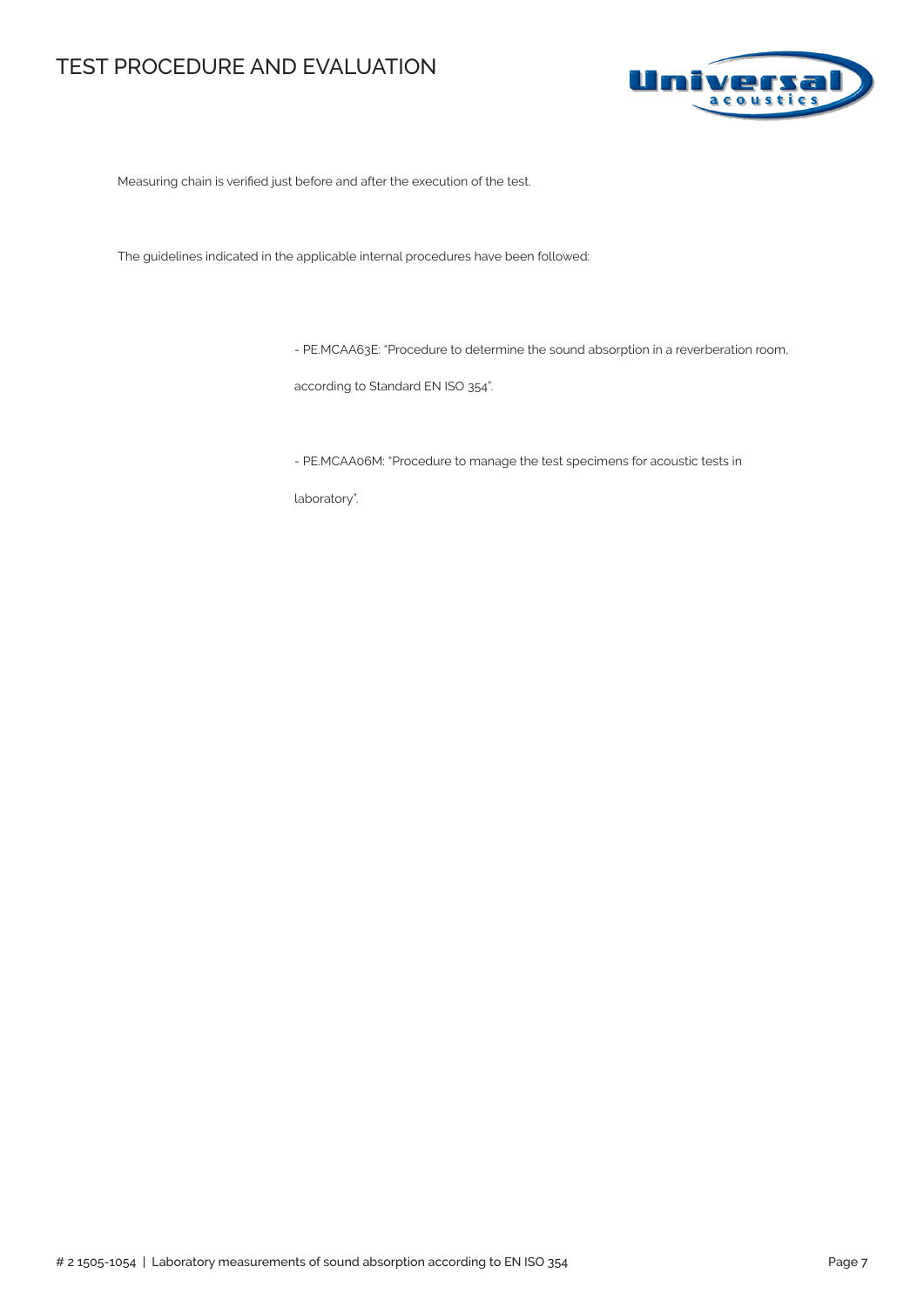# TEST PROCEDURE AND EVALUATION

Measuring chain is verified just before and after the execution of the test.

The guidelines indicated in the applicable internal procedures have been followed:

- PE.MCAA63E: "Procedure to determine the sound absorption in a reverberation room, according to Standard EN ISO 354".
- PE.MCAA06M: "Procedure to manage the test specimens for acoustic tests in laboratory".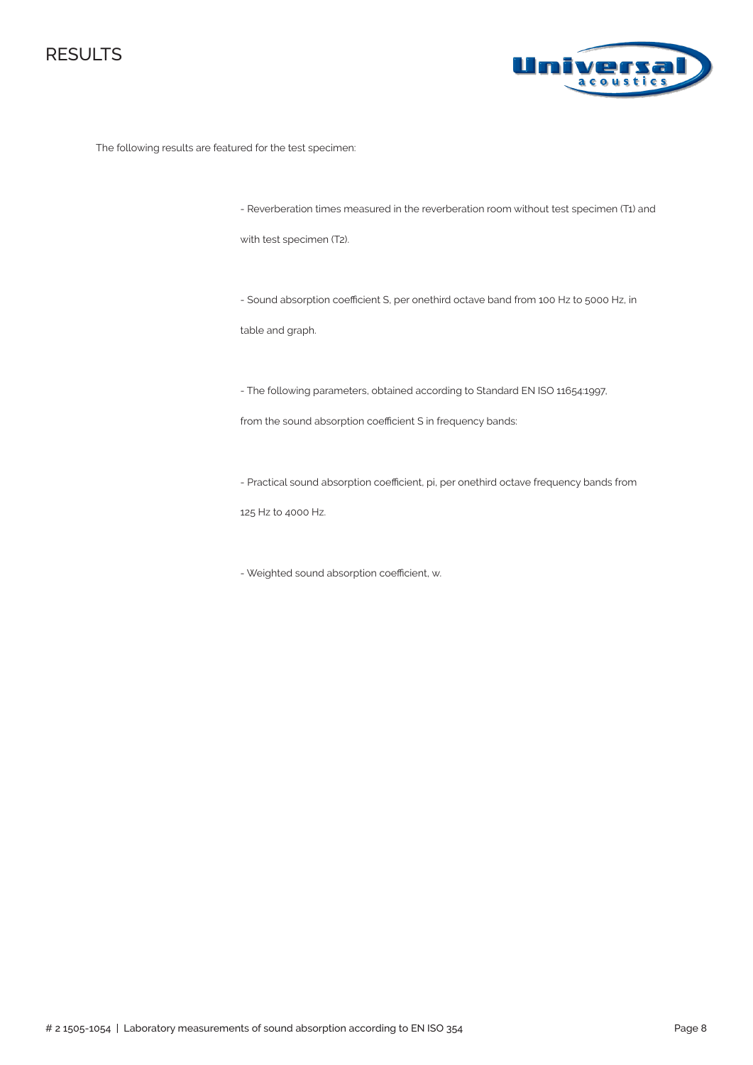# RESULTS

The following results are featured for the test specimen:

- Reverberation times measured in the reverberation room without test specimen (T1) and with test specimen (T2).

- Sound absorption coefficient S, per onethird octave band from 100 Hz to 5000 Hz, in table and graph.

- The following parameters, obtained according to Standard EN ISO 11654:1997, from the sound absorption coefficient S in frequency bands:

- Practical sound absorption coefficient, pi, per onethird octave frequency bands from 125 Hz to 4000 Hz.

- Weighted sound absorption coefficient, w.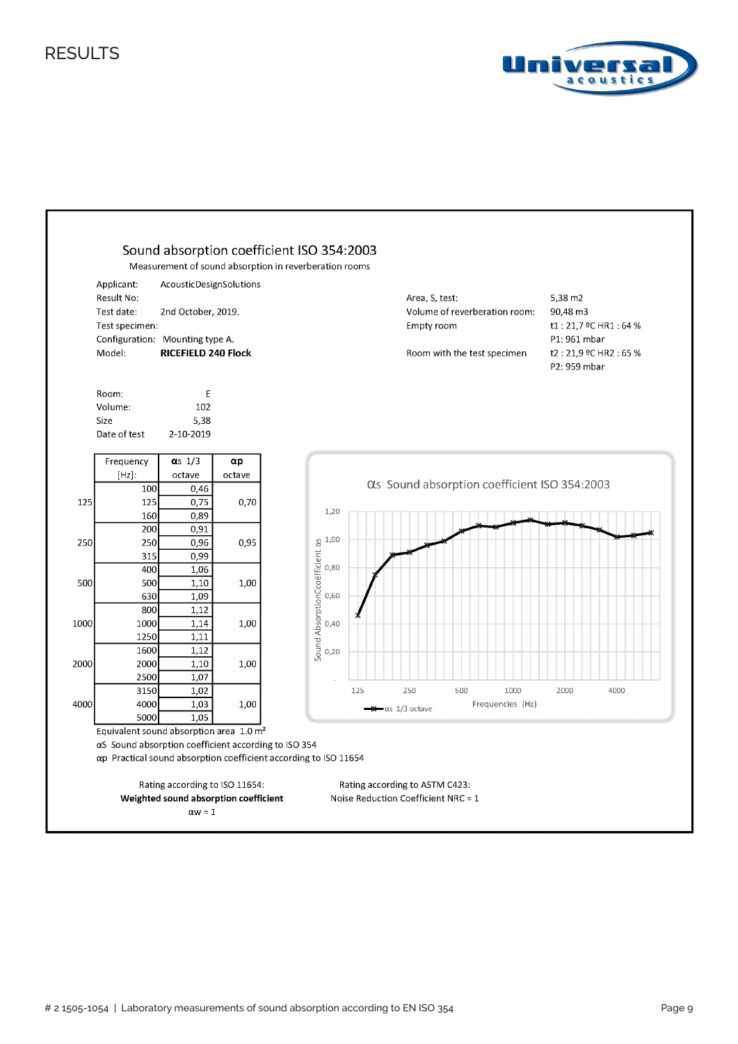# RESULTS

## Sound absorption coefficient ISO 354:2003

Measurement of sound absorption in reverberation rooms

| | | | |
|---|---|---|---|
| Applicant: | AcousticDesignSolutions | | |
| Result No: | | Area, S, test: | 5,38 m2 |
| Test date: | 2nd October, 2019. | Volume of reverberation room: | 90,48 m3 |
| Test specimen: | | Empty room | t1 : 21,7 ºC HR1 : 64 % |
| Configuration: | Mounting type A. | | P1: 961 mbar |
| Model: | **RICEFIELD 240 Flock** | Room with the test specimen | t2 : 21,9 ºC HR2 : 65 % |
| | | | P2: 959 mbar |

| | |
|---|---|
| Room: | E |
| Volume: | 102 |
| Size | 5,38 |
| Date of test | 2-10-2019 |

| | Frequency [Hz]: | αs 1/3 octave | αp octave |
|---|---|---|---|
| | 100 | 0,46 | |
| 125 | 125 | 0,75 | 0,70 |
| | 160 | 0,89 | |
| | 200 | 0,91 | |
| 250 | 250 | 0,96 | 0,95 |
| | 315 | 0,99 | |
| | 400 | 1,06 | |
| 500 | 500 | 1,10 | 1,00 |
| | 630 | 1,09 | |
| | 800 | 1,12 | |
| 1000 | 1000 | 1,14 | 1,00 |
| | 1250 | 1,11 | |
| | 1600 | 1,12 | |
| 2000 | 2000 | 1,10 | 1,00 |
| | 2500 | 1,07 | |
| | 3150 | 1,02 | |
| 4000 | 4000 | 1,03 | 1,00 |
| | 5000 | 1,05 | |

Equivalent sound absorption area 1.0 m²

αS Sound absorption coefficient according to ISO 354

αp Practical sound absorption coefficient according to ISO 11654

Rating according to ISO 11654:
**Weighted sound absorption coefficient**
αw = 1

Rating according to ASTM C423:
Noise Reduction Coefficient NRC = 1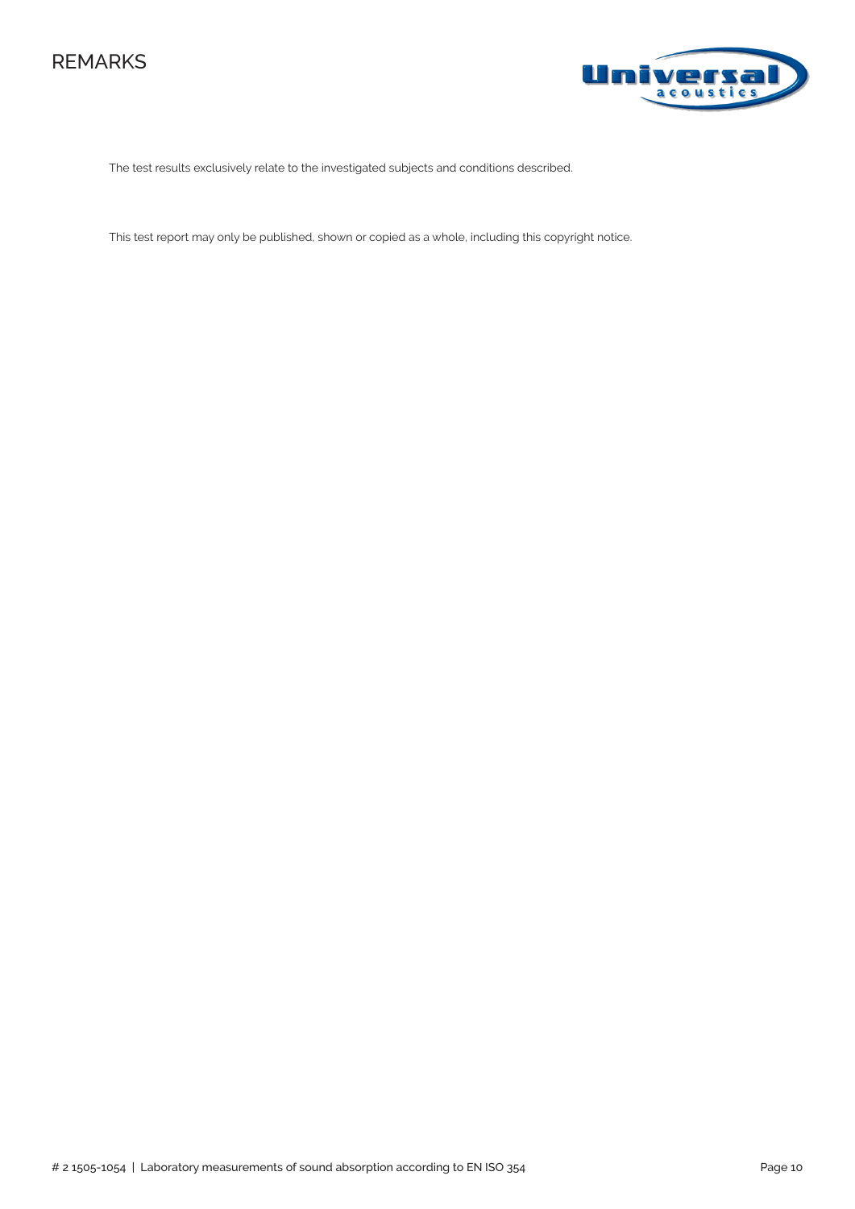# REMARKS

The test results exclusively relate to the investigated subjects and conditions described.

This test report may only be published, shown or copied as a whole, including this copyright notice.